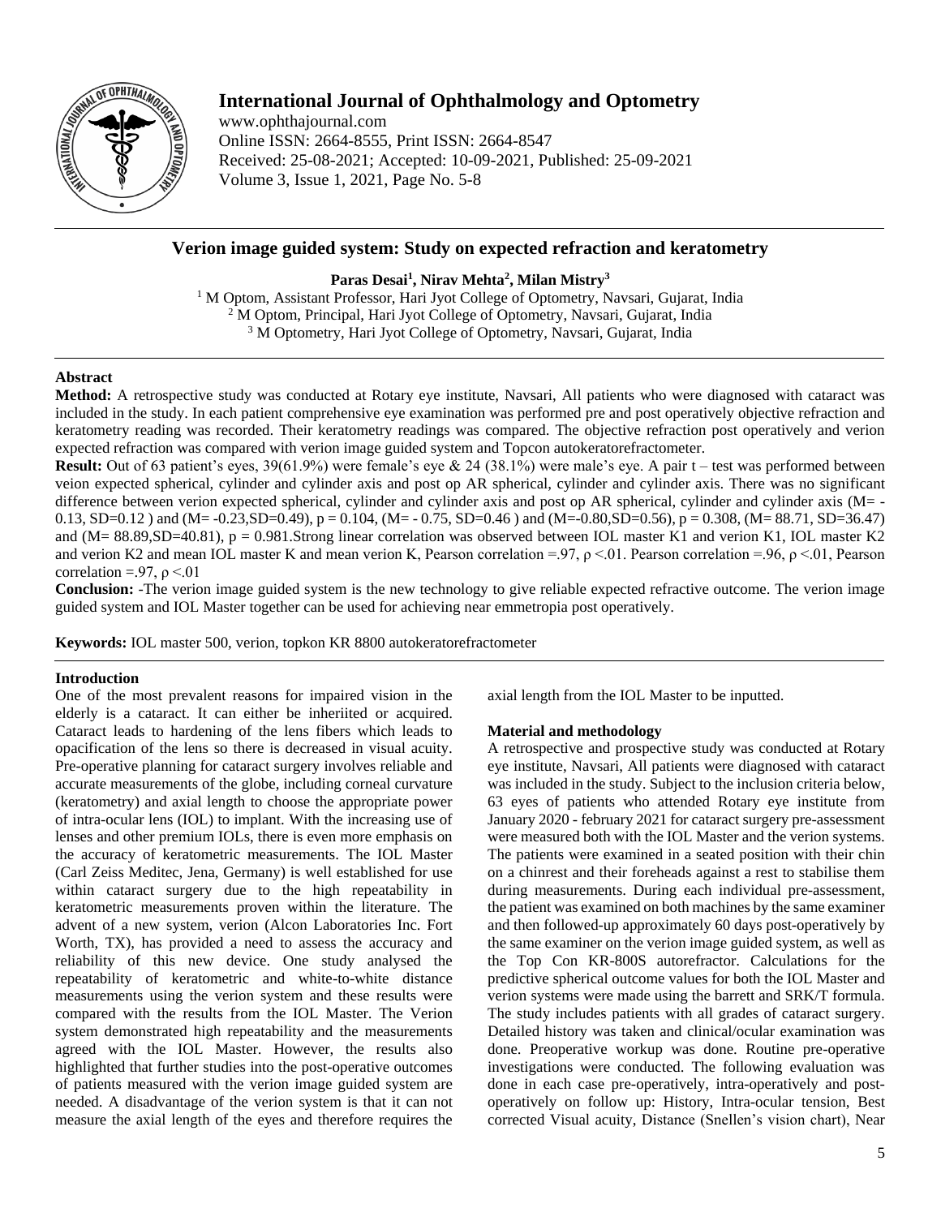# International Journal of Ophthalmology and Optometry

www.ophthajournal.com
Online ISSN: 2664-8555, Print ISSN: 2664-8547
Received: 25-08-2021; Accepted: 10-09-2021, Published: 25-09-2021
Volume 3, Issue 1, 2021, Page No. 5-8

## Verion image guided system: Study on expected refraction and keratometry

**Paras Desai[1], Nirav Mehta[2], Milan Mistry[3]**

[1] M Optom, Assistant Professor, Hari Jyot College of Optometry, Navsari, Gujarat, India
[2] M Optom, Principal, Hari Jyot College of Optometry, Navsari, Gujarat, India
[3] M Optometry, Hari Jyot College of Optometry, Navsari, Gujarat, India

### Abstract

**Method:** A retrospective study was conducted at Rotary eye institute, Navsari, All patients who were diagnosed with cataract was included in the study. In each patient comprehensive eye examination was performed pre and post operatively objective refraction and keratometry reading was recorded. Their keratometry readings was compared. The objective refraction post operatively and verion expected refraction was compared with verion image guided system and Topcon autokeratorefractometer.

**Result:** Out of 63 patient's eyes, 39(61.9%) were female's eye & 24 (38.1%) were male's eye. A pair t – test was performed between veion expected spherical, cylinder and cylinder axis and post op AR spherical, cylinder and cylinder axis. There was no significant difference between verion expected spherical, cylinder and cylinder axis and post op AR spherical, cylinder and cylinder axis (M= -0.13, SD=0.12 ) and (M= -0.23,SD=0.49), p = 0.104, (M= - 0.75, SD=0.46 ) and (M=-0.80,SD=0.56), p = 0.308, (M= 88.71, SD=36.47) and (M= 88.89,SD=40.81), p = 0.981.Strong linear correlation was observed between IOL master K1 and verion K1, IOL master K2 and verion K2 and mean IOL master K and mean verion K, Pearson correlation =.97, $\rho$ <.01. Pearson correlation =.96, $\rho$ <.01, Pearson correlation =.97, $\rho$ <.01

**Conclusion:** -The verion image guided system is the new technology to give reliable expected refractive outcome. The verion image guided system and IOL Master together can be used for achieving near emmetropia post operatively.

**Keywords:** IOL master 500, verion, topkon KR 8800 autokeratorefractometer

### Introduction

One of the most prevalent reasons for impaired vision in the elderly is a cataract. It can either be inheriited or acquired. Cataract leads to hardening of the lens fibers which leads to opacification of the lens so there is decreased in visual acuity. Pre-operative planning for cataract surgery involves reliable and accurate measurements of the globe, including corneal curvature (keratometry) and axial length to choose the appropriate power of intra-ocular lens (IOL) to implant. With the increasing use of lenses and other premium IOLs, there is even more emphasis on the accuracy of keratometric measurements. The IOL Master (Carl Zeiss Meditec, Jena, Germany) is well established for use within cataract surgery due to the high repeatability in keratometric measurements proven within the literature. The advent of a new system, verion (Alcon Laboratories Inc. Fort Worth, TX), has provided a need to assess the accuracy and reliability of this new device. One study analysed the repeatability of keratometric and white-to-white distance measurements using the verion system and these results were compared with the results from the IOL Master. The Verion system demonstrated high repeatability and the measurements agreed with the IOL Master. However, the results also highlighted that further studies into the post-operative outcomes of patients measured with the verion image guided system are needed. A disadvantage of the verion system is that it can not measure the axial length of the eyes and therefore requires the axial length from the IOL Master to be inputted.

### Material and methodology

A retrospective and prospective study was conducted at Rotary eye institute, Navsari, All patients were diagnosed with cataract was included in the study. Subject to the inclusion criteria below, 63 eyes of patients who attended Rotary eye institute from January 2020 - february 2021 for cataract surgery pre-assessment were measured both with the IOL Master and the verion systems. The patients were examined in a seated position with their chin on a chinrest and their foreheads against a rest to stabilise them during measurements. During each individual pre-assessment, the patient was examined on both machines by the same examiner and then followed-up approximately 60 days post-operatively by the same examiner on the verion image guided system, as well as the Top Con KR-800S autorefractor. Calculations for the predictive spherical outcome values for both the IOL Master and verion systems were made using the barrett and SRK/T formula. The study includes patients with all grades of cataract surgery. Detailed history was taken and clinical/ocular examination was done. Preoperative workup was done. Routine pre-operative investigations were conducted. The following evaluation was done in each case pre-operatively, intra-operatively and post-operatively on follow up: History, Intra-ocular tension, Best corrected Visual acuity, Distance (Snellen's vision chart), Near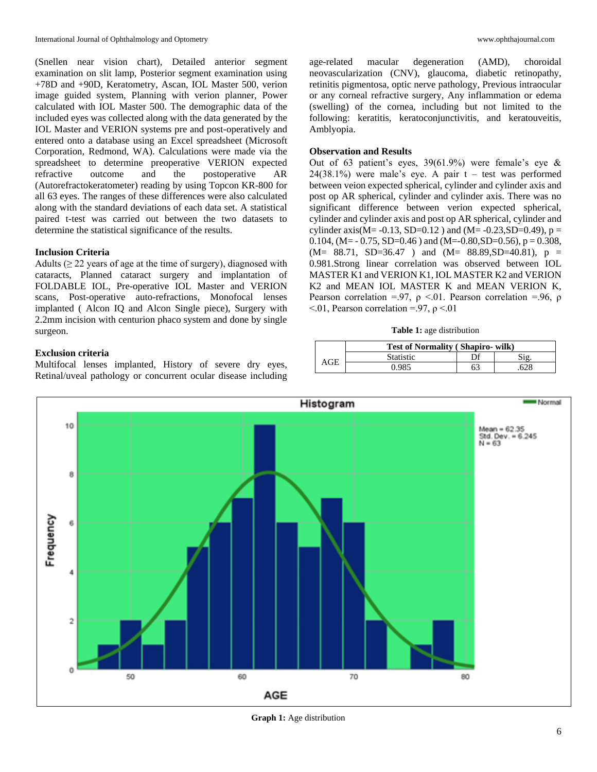(Snellen near vision chart), Detailed anterior segment examination on slit lamp, Posterior segment examination using +78D and +90D, Keratometry, Ascan, IOL Master 500, verion image guided system, Planning with verion planner, Power calculated with IOL Master 500. The demographic data of the included eyes was collected along with the data generated by the IOL Master and VERION systems pre and post-operatively and entered onto a database using an Excel spreadsheet (Microsoft Corporation, Redmond, WA). Calculations were made via the spreadsheet to determine preoperative VERION expected refractive outcome and the postoperative AR (Autorefractokeratometer) reading by using Topcon KR-800 for all 63 eyes. The ranges of these differences were also calculated along with the standard deviations of each data set. A statistical paired t-test was carried out between the two datasets to determine the statistical significance of the results.

**Inclusion Criteria**

Adults (≥ 22 years of age at the time of surgery), diagnosed with cataracts, Planned cataract surgery and implantation of FOLDABLE IOL, Pre-operative IOL Master and VERION scans, Post-operative auto-refractions, Monofocal lenses implanted ( Alcon IQ and Alcon Single piece), Surgery with 2.2mm incision with centurion phaco system and done by single surgeon.

**Exclusion criteria**

Multifocal lenses implanted, History of severe dry eyes, Retinal/uveal pathology or concurrent ocular disease including age-related macular degeneration (AMD), choroidal neovascularization (CNV), glaucoma, diabetic retinopathy, retinitis pigmentosa, optic nerve pathology, Previous intraocular or any corneal refractive surgery, Any inflammation or edema (swelling) of the cornea, including but not limited to the following: keratitis, keratoconjunctivitis, and keratouveitis, Amblyopia.

**Observation and Results**

Out of 63 patient's eyes, 39(61.9%) were female's eye & 24(38.1%) were male's eye. A pair t – test was performed between veion expected spherical, cylinder and cylinder axis and post op AR spherical, cylinder and cylinder axis. There was no significant difference between verion expected spherical, cylinder and cylinder axis and post op AR spherical, cylinder and cylinder axis(M= -0.13, SD=0.12 ) and (M= -0.23,SD=0.49), p = 0.104, (M= - 0.75, SD=0.46 ) and (M=-0.80,SD=0.56), p = 0.308, (M= 88.71, SD=36.47 ) and (M= 88.89,SD=40.81), p = 0.981.Strong linear correlation was observed between IOL MASTER K1 and VERION K1, IOL MASTER K2 and VERION K2 and MEAN IOL MASTER K and MEAN VERION K, Pearson correlation =.97, ρ <.01. Pearson correlation =.96, ρ <.01, Pearson correlation =.97, ρ <.01

**Table 1:** age distribution

| | Test of Normality ( Shapiro- wilk) | | |
|---|---|---|---|
| | Statistic | Df | Sig. |
| AGE | 0.985 | 63 | .628 |

**Graph 1:** Age distribution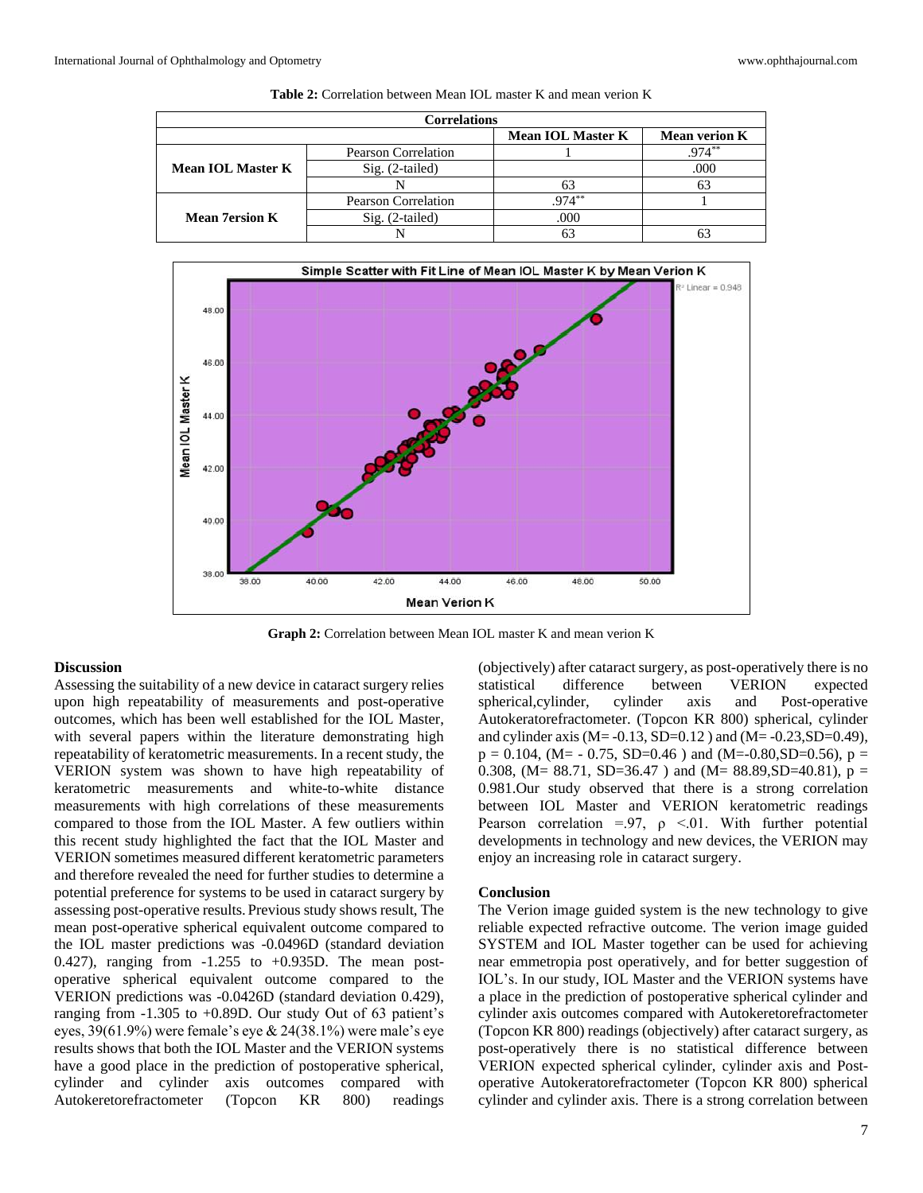**Table 2:** Correlation between Mean IOL master K and mean verion K

| Correlations | | | |
|---|---|---|---|
| | | **Mean IOL Master K** | **Mean verion K** |
| **Mean IOL Master K** | Pearson Correlation | 1 | .974** |
| | Sig. (2-tailed) | | .000 |
| | N | 63 | 63 |
| **Mean 7ersion K** | Pearson Correlation | .974** | 1 |
| | Sig. (2-tailed) | .000 | |
| | N | 63 | 63 |

**Graph 2:** Correlation between Mean IOL master K and mean verion K

## Discussion

Assessing the suitability of a new device in cataract surgery relies upon high repeatability of measurements and post-operative outcomes, which has been well established for the IOL Master, with several papers within the literature demonstrating high repeatability of keratometric measurements. In a recent study, the VERION system was shown to have high repeatability of keratometric measurements and white-to-white distance measurements with high correlations of these measurements compared to those from the IOL Master. A few outliers within this recent study highlighted the fact that the IOL Master and VERION sometimes measured different keratometric parameters and therefore revealed the need for further studies to determine a potential preference for systems to be used in cataract surgery by assessing post-operative results. Previous study shows result, The mean post-operative spherical equivalent outcome compared to the IOL master predictions was -0.0496D (standard deviation 0.427), ranging from -1.255 to +0.935D. The mean post-operative spherical equivalent outcome compared to the VERION predictions was -0.0426D (standard deviation 0.429), ranging from -1.305 to +0.89D. Our study Out of 63 patient's eyes, 39(61.9%) were female's eye & 24(38.1%) were male's eye results shows that both the IOL Master and the VERION systems have a good place in the prediction of postoperative spherical, cylinder and cylinder axis outcomes compared with Autokeretorefractometer (Topcon KR 800) readings (objectively) after cataract surgery, as post-operatively there is no statistical difference between VERION expected spherical,cylinder, cylinder axis and Post-operative Autokeratorefractometer. (Topcon KR 800) spherical, cylinder and cylinder axis (M= -0.13, SD=0.12 ) and (M= -0.23,SD=0.49), p = 0.104, (M= - 0.75, SD=0.46 ) and (M=-0.80,SD=0.56), p = 0.308, (M= 88.71, SD=36.47 ) and (M= 88.89,SD=40.81), p = 0.981.Our study observed that there is a strong correlation between IOL Master and VERION keratometric readings Pearson correlation =.97, ρ <.01. With further potential developments in technology and new devices, the VERION may enjoy an increasing role in cataract surgery.

## Conclusion

The Verion image guided system is the new technology to give reliable expected refractive outcome. The verion image guided SYSTEM and IOL Master together can be used for achieving near emmetropia post operatively, and for better suggestion of IOL's. In our study, IOL Master and the VERION systems have a place in the prediction of postoperative spherical cylinder and cylinder axis outcomes compared with Autokeretorefractometer (Topcon KR 800) readings (objectively) after cataract surgery, as post-operatively there is no statistical difference between VERION expected spherical cylinder, cylinder axis and Post-operative Autokeratorefractometer (Topcon KR 800) spherical cylinder and cylinder axis. There is a strong correlation between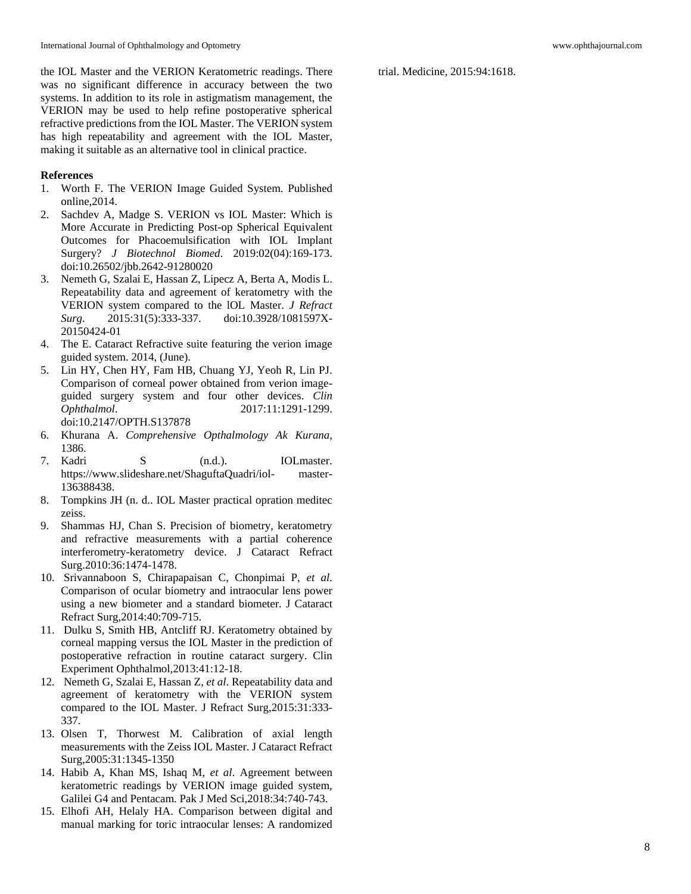the IOL Master and the VERION Keratometric readings. There was no significant difference in accuracy between the two systems. In addition to its role in astigmatism management, the VERION may be used to help refine postoperative spherical refractive predictions from the IOL Master. The VERION system has high repeatability and agreement with the IOL Master, making it suitable as an alternative tool in clinical practice.

**References**

1. Worth F. The VERION Image Guided System. Published online,2014.
2. Sachdev A, Madge S. VERION vs IOL Master: Which is More Accurate in Predicting Post-op Spherical Equivalent Outcomes for Phacoemulsification with IOL Implant Surgery? *J Biotechnol Biomed*. 2019:02(04):169-173. doi:10.26502/jbb.2642-91280020
3. Nemeth G, Szalai E, Hassan Z, Lipecz A, Berta A, Modis L. Repeatability data and agreement of keratometry with the VERION system compared to the lOL Master. *J Refract Surg*. 2015:31(5):333-337. doi:10.3928/1081597X-20150424-01
4. The E. Cataract Refractive suite featuring the verion image guided system. 2014, (June).
5. Lin HY, Chen HY, Fam HB, Chuang YJ, Yeoh R, Lin PJ. Comparison of corneal power obtained from verion image-guided surgery system and four other devices. *Clin Ophthalmol*. 2017:11:1291-1299. doi:10.2147/OPTH.S137878
6. Khurana A. *Comprehensive Opthalmology Ak Kurana*, 1386.
7. Kadri S (n.d.). IOLmaster. https://www.slideshare.net/ShaguftaQuadri/iol- master-136388438.
8. Tompkins JH (n. d.. IOL Master practical opration meditec zeiss.
9. Shammas HJ, Chan S. Precision of biometry, keratometry and refractive measurements with a partial coherence interferometry-keratometry device. J Cataract Refract Surg.2010:36:1474-1478.
10. Srivannaboon S, Chirapapaisan C, Chonpimai P, *et al*. Comparison of ocular biometry and intraocular lens power using a new biometer and a standard biometer. J Cataract Refract Surg,2014:40:709-715.
11. Dulku S, Smith HB, Antcliff RJ. Keratometry obtained by corneal mapping versus the IOL Master in the prediction of postoperative refraction in routine cataract surgery. Clin Experiment Ophthalmol,2013:41:12-18.
12. Nemeth G, Szalai E, Hassan Z, *et al*. Repeatability data and agreement of keratometry with the VERION system compared to the IOL Master. J Refract Surg,2015:31:333-337.
13. Olsen T, Thorwest M. Calibration of axial length measurements with the Zeiss IOL Master. J Cataract Refract Surg,2005:31:1345-1350
14. Habib A, Khan MS, Ishaq M, *et al*. Agreement between keratometric readings by VERION image guided system, Galilei G4 and Pentacam. Pak J Med Sci,2018:34:740-743.
15. Elhofi AH, Helaly HA. Comparison between digital and manual marking for toric intraocular lenses: A randomized trial. Medicine, 2015:94:1618.